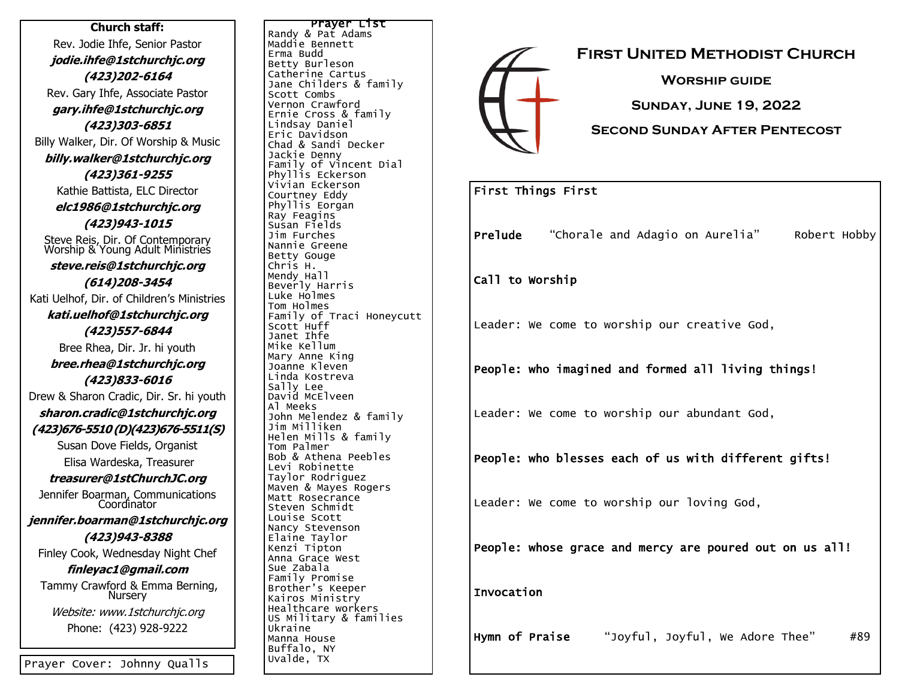**Church staff:**

Rev. Jodie Ihfe, Senior Pastor
***jodie.ihfe@1stchurchjc.org***
***(423)202-6164***

Rev. Gary Ihfe, Associate Pastor
***gary.ihfe@1stchurchjc.org***
***(423)303-6851***

Billy Walker, Dir. Of Worship & Music
***billy.walker@1stchurchjc.org***
***(423)361-9255***

Kathie Battista, ELC Director
***elc1986@1stchurchjc.org***
***(423)943-1015***

Steve Reis, Dir. Of Contemporary Worship & Young Adult Ministries
***steve.reis@1stchurchjc.org***
***(614)208-3454***

Kati Uelhof, Dir. of Children's Ministries
***kati.uelhof@1stchurchjc.org***
***(423)557-6844***

Bree Rhea, Dir. Jr. hi youth
***bree.rhea@1stchurchjc.org***
***(423)833-6016***

Drew & Sharon Cradic, Dir. Sr. hi youth
***sharon.cradic@1stchurchjc.org***
***(423)676-5510 (D)(423)676-5511(S)***

Susan Dove Fields, Organist

Elisa Wardeska, Treasurer
***treasurer@1stChurchJC.org***

Jennifer Boarman, Communications Coordinator
***jennifer.boarman@1stchurchjc.org***
***(423)943-8388***

Finley Cook, Wednesday Night Chef
***finleyac1@gmail.com***

Tammy Crawford & Emma Berning, Nursery

*Website: www.1stchurchjc.org*

Phone: (423) 928-9222

Prayer Cover: Johnny Qualls

**Prayer List**

Randy & Pat Adams
Maddie Bennett
Erma Budd
Betty Burleson
Catherine Cartus
Jane Childers & family
Scott Combs
Vernon Crawford
Ernie Cross & family
Lindsay Daniel
Eric Davidson
Chad & Sandi Decker
Jackie Denny
Family of Vincent Dial
Phyllis Eckerson
Vivian Eckerson
Courtney Eddy
Phyllis Eorgan
Ray Feagins
Susan Fields
Jim Furches
Nannie Greene
Betty Gouge
Chris H.
Mendy Hall
Beverly Harris
Luke Holmes
Tom Holmes
Family of Traci Honeycutt
Scott Huff
Janet Ihfe
Mike Kellum
Mary Anne King
Joanne Kleven
Linda Kostreva
Sally Lee
David McElveen
Al Meeks
John Melendez & family
Jim Milliken
Helen Mills & family
Tom Palmer
Bob & Athena Peebles
Levi Robinette
Taylor Rodriguez
Maven & Mayes Rogers
Matt Rosecrance
Steven Schmidt
Louise Scott
Nancy Stevenson
Elaine Taylor
Kenzi Tipton
Anna Grace West
Sue Zabala
Family Promise
Brother's Keeper
Kairos Ministry
Healthcare workers
US Military & families
Ukraine
Manna House
Buffalo, NY
Uvalde, TX

# First United Methodist Church

## Worship guide

## Sunday, June 19, 2022

## Second Sunday After Pentecost

First Things First

**Prelude** "Chorale and Adagio on Aurelia" Robert Hobby

**Call to Worship**

Leader: We come to worship our creative God,

**People: who imagined and formed all living things!**

Leader: We come to worship our abundant God,

**People: who blesses each of us with different gifts!**

Leader: We come to worship our loving God,

**People: whose grace and mercy are poured out on us all!**

**Invocation**

**Hymn of Praise** "Joyful, Joyful, We Adore Thee" #89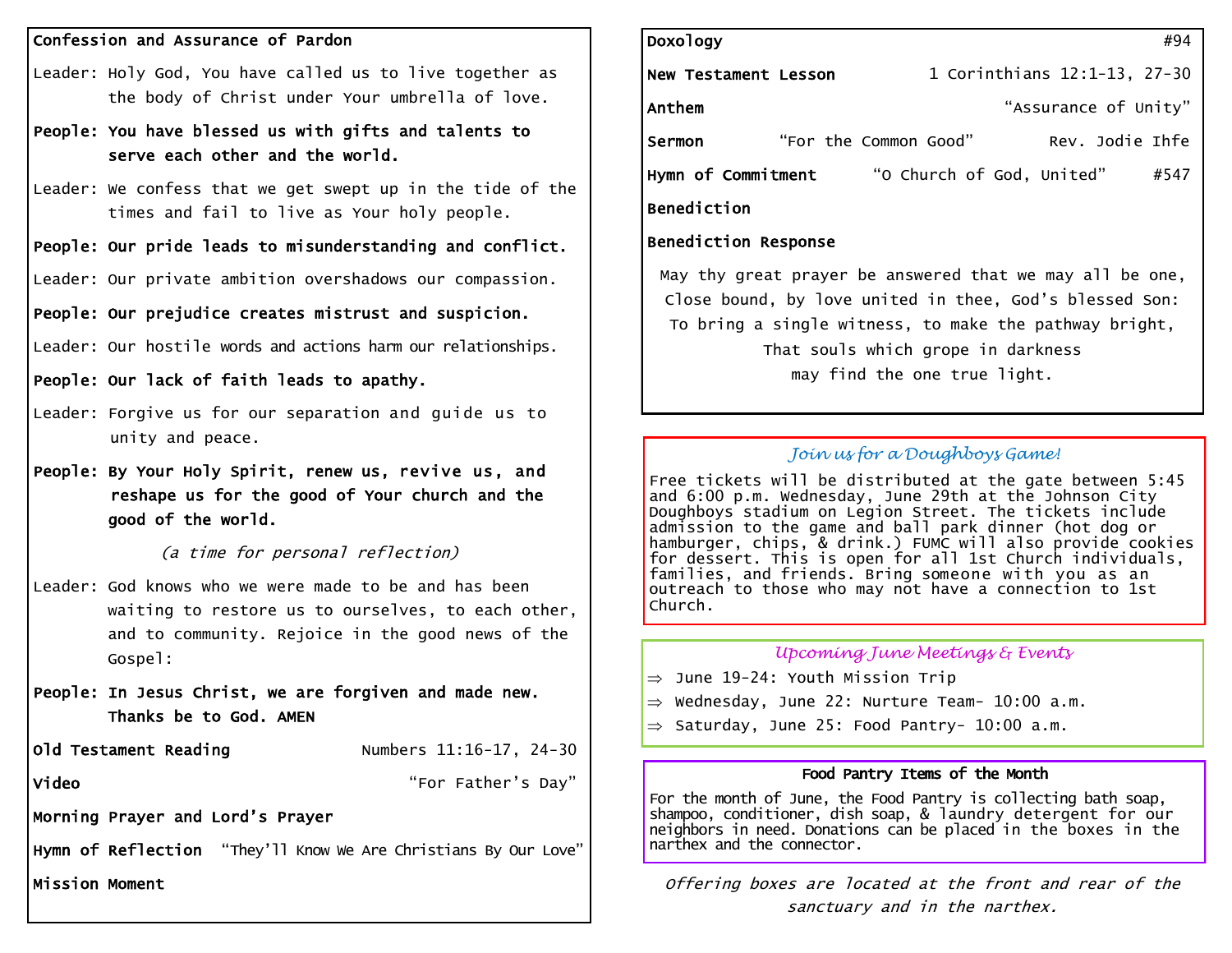**Confession and Assurance of Pardon**

Leader: Holy God, You have called us to live together as the body of Christ under Your umbrella of love.

**People: You have blessed us with gifts and talents to serve each other and the world.**

Leader: We confess that we get swept up in the tide of the times and fail to live as Your holy people.

**People: Our pride leads to misunderstanding and conflict.**

Leader: Our private ambition overshadows our compassion.

**People: Our prejudice creates mistrust and suspicion.**

Leader: Our hostile words and actions harm our relationships.

**People: Our lack of faith leads to apathy.**

Leader: Forgive us for our separation and guide us to unity and peace.

**People: By Your Holy Spirit, renew us, revive us, and reshape us for the good of Your church and the good of the world.**

*(a time for personal reflection)*

Leader: God knows who we were made to be and has been waiting to restore us to ourselves, to each other, and to community. Rejoice in the good news of the Gospel:

**People: In Jesus Christ, we are forgiven and made new. Thanks be to God. AMEN**

**Old Testament Reading** Numbers 11:16-17, 24-30

**Video** "For Father's Day"

**Morning Prayer and Lord's Prayer**

**Hymn of Reflection** "They'll Know We Are Christians By Our Love"

**Mission Moment**

**Doxology** #94

**New Testament Lesson** 1 Corinthians 12:1-13, 27-30

**Anthem** "Assurance of Unity"

**Sermon** "For the Common Good" Rev. Jodie Ihfe

**Hymn of Commitment** "O Church of God, United" #547

**Benediction**

**Benediction Response**

May thy great prayer be answered that we may all be one,
Close bound, by love united in thee, God's blessed Son:
To bring a single witness, to make the pathway bright,
That souls which grope in darkness
may find the one true light.

*Join us for a Doughboys Game!*

Free tickets will be distributed at the gate between 5:45 and 6:00 p.m. Wednesday, June 29th at the Johnson City Doughboys stadium on Legion Street. The tickets include admission to the game and ball park dinner (hot dog or hamburger, chips, & drink.) FUMC will also provide cookies for dessert. This is open for all 1st Church individuals, families, and friends. Bring someone with you as an outreach to those who may not have a connection to 1st Church.

*Upcoming June Meetings & Events*

⇒ June 19-24: Youth Mission Trip
⇒ Wednesday, June 22: Nurture Team- 10:00 a.m.
⇒ Saturday, June 25: Food Pantry- 10:00 a.m.

**Food Pantry Items of the Month**

For the month of June, the Food Pantry is collecting bath soap, shampoo, conditioner, dish soap, & laundry detergent for our neighbors in need. Donations can be placed in the boxes in the narthex and the connector.

*Offering boxes are located at the front and rear of the sanctuary and in the narthex.*